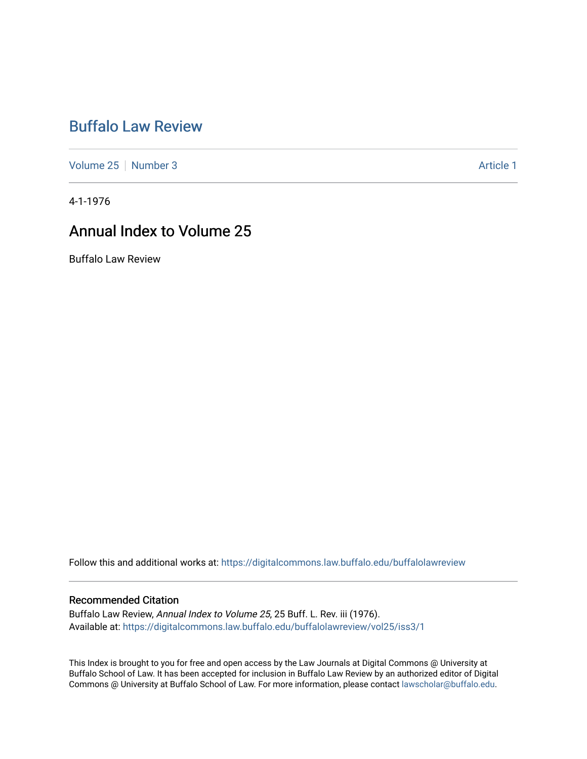# Buffalo Law Review

Volume 25 | Number 3 | Article 1

4-1-1976

## Annual Index to Volume 25

Buffalo Law Review

Follow this and additional works at: https://digitalcommons.law.buffalo.edu/buffalolawreview

### Recommended Citation

Buffalo Law Review, *Annual Index to Volume 25*, 25 Buff. L. Rev. iii (1976).
Available at: https://digitalcommons.law.buffalo.edu/buffalolawreview/vol25/iss3/1

This Index is brought to you for free and open access by the Law Journals at Digital Commons @ University at Buffalo School of Law. It has been accepted for inclusion in Buffalo Law Review by an authorized editor of Digital Commons @ University at Buffalo School of Law. For more information, please contact lawscholar@buffalo.edu.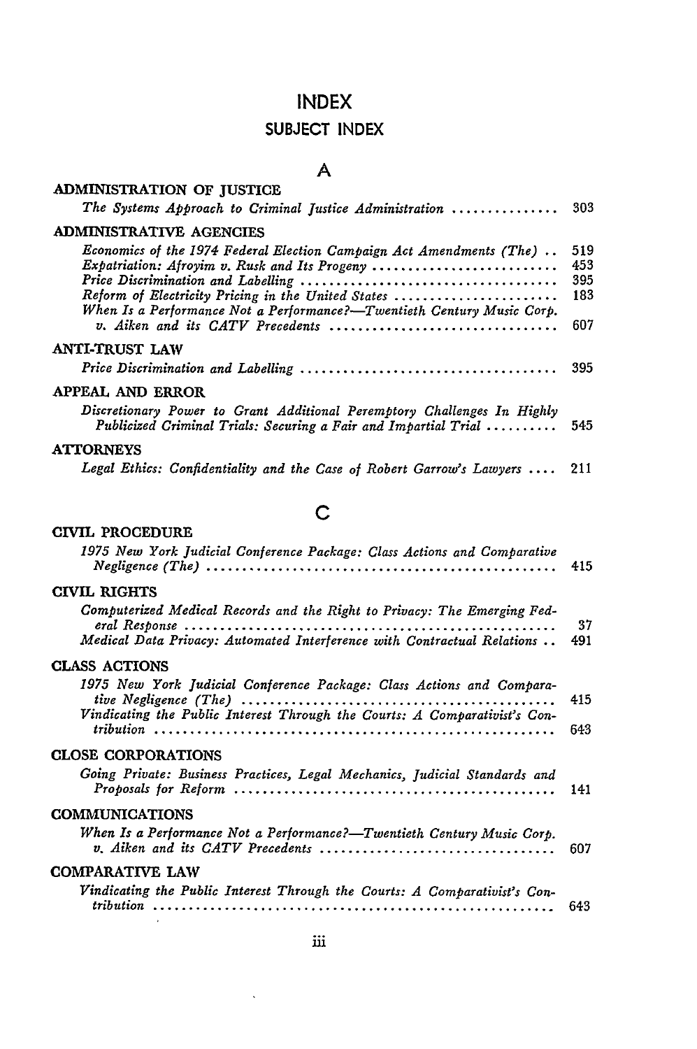# INDEX

## SUBJECT INDEX

### A

**ADMINISTRATION OF JUSTICE**

*The Systems Approach to Criminal Justice Administration* ............... 303

**ADMINISTRATIVE AGENCIES**

*Economics of the 1974 Federal Election Campaign Act Amendments (The)* .. 519
*Expatriation: Afroyim v. Rusk and Its Progeny* .......................... 453
*Price Discrimination and Labelling* ..................................... 395
*Reform of Electricity Pricing in the United States* ...................... 183
*When Is a Performance Not a Performance?—Twentieth Century Music Corp. v. Aiken and its CATV Precedents* ................................ 607

**ANTI-TRUST LAW**

*Price Discrimination and Labelling* ..................................... 395

**APPEAL AND ERROR**

*Discretionary Power to Grant Additional Peremptory Challenges In Highly Publicized Criminal Trials: Securing a Fair and Impartial Trial* .......... 545

**ATTORNEYS**

*Legal Ethics: Confidentiality and the Case of Robert Garrow's Lawyers* .... 211

### C

**CIVIL PROCEDURE**

*1975 New York Judicial Conference Package: Class Actions and Comparative Negligence (The)* .................................................. 415

**CIVIL RIGHTS**

*Computerized Medical Records and the Right to Privacy: The Emerging Federal Response* ...................................................... 37
*Medical Data Privacy: Automated Interference with Contractual Relations* .. 491

**CLASS ACTIONS**

*1975 New York Judicial Conference Package: Class Actions and Comparative Negligence (The)* ............................................ 415
*Vindicating the Public Interest Through the Courts: A Comparativist's Contribution* ......................................................... 643

**CLOSE CORPORATIONS**

*Going Private: Business Practices, Legal Mechanics, Judicial Standards and Proposals for Reform* ............................................. 141

**COMMUNICATIONS**

*When Is a Performance Not a Performance?—Twentieth Century Music Corp. v. Aiken and its CATV Precedents* .................................. 607

**COMPARATIVE LAW**

*Vindicating the Public Interest Through the Courts: A Comparativist's Contribution* .......................................................... 643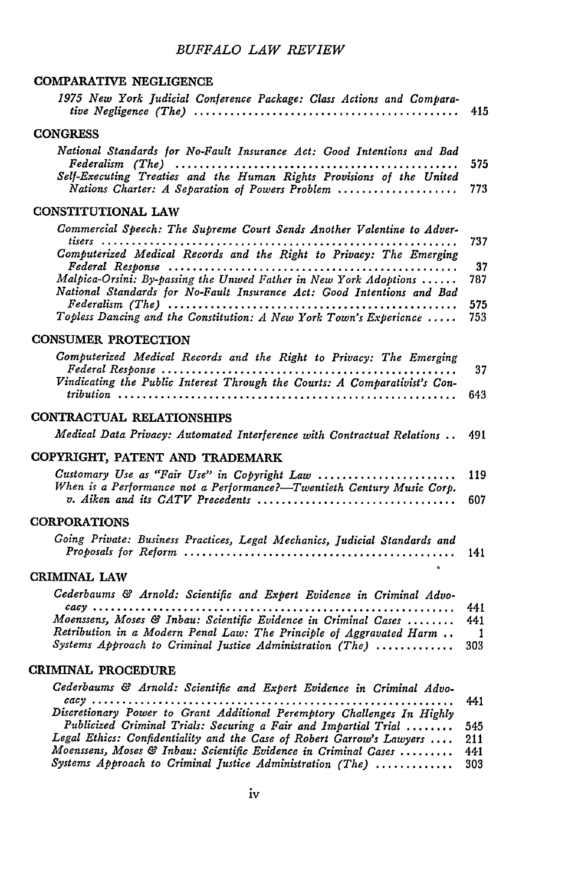## COMPARATIVE NEGLIGENCE

*1975 New York Judicial Conference Package: Class Actions and Comparative Negligence (The)* ........ 415

## CONGRESS

*National Standards for No-Fault Insurance Act: Good Intentions and Bad Federalism (The)* ........ 575

*Self-Executing Treaties and the Human Rights Provisions of the United Nations Charter: A Separation of Powers Problem* ........ 773

## CONSTITUTIONAL LAW

*Commercial Speech: The Supreme Court Sends Another Valentine to Advertisers* ........ 737

*Computerized Medical Records and the Right to Privacy: The Emerging Federal Response* ........ 37

*Malpica-Orsini: By-passing the Unwed Father in New York Adoptions* ........ 787

*National Standards for No-Fault Insurance Act: Good Intentions and Bad Federalism (The)* ........ 575

*Topless Dancing and the Constitution: A New York Town's Experience* ........ 753

## CONSUMER PROTECTION

*Computerized Medical Records and the Right to Privacy: The Emerging Federal Response* ........ 37

*Vindicating the Public Interest Through the Courts: A Comparativist's Contribution* ........ 643

## CONTRACTUAL RELATIONSHIPS

*Medical Data Privacy: Automated Interference with Contractual Relations* ........ 491

## COPYRIGHT, PATENT AND TRADEMARK

*Customary Use as "Fair Use" in Copyright Law* ........ 119

*When is a Performance not a Performance?—Twentieth Century Music Corp. v. Aiken and its CATV Precedents* ........ 607

## CORPORATIONS

*Going Private: Business Practices, Legal Mechanics, Judicial Standards and Proposals for Reform* ........ 141

## CRIMINAL LAW

*Cederbaums & Arnold: Scientific and Expert Evidence in Criminal Advocacy* ........ 441

*Moenssens, Moses & Inbau: Scientific Evidence in Criminal Cases* ........ 441

*Retribution in a Modern Penal Law: The Principle of Aggravated Harm* ........ 1

*Systems Approach to Criminal Justice Administration (The)* ........ 303

## CRIMINAL PROCEDURE

*Cederbaums & Arnold: Scientific and Expert Evidence in Criminal Advocacy* ........ 441

*Discretionary Power to Grant Additional Peremptory Challenges In Highly Publicized Criminal Trials: Securing a Fair and Impartial Trial* ........ 545

*Legal Ethics: Confidentiality and the Case of Robert Garrow's Lawyers* ........ 211

*Moenssens, Moses & Inbau: Scientific Evidence in Criminal Cases* ........ 441

*Systems Approach to Criminal Justice Administration (The)* ........ 303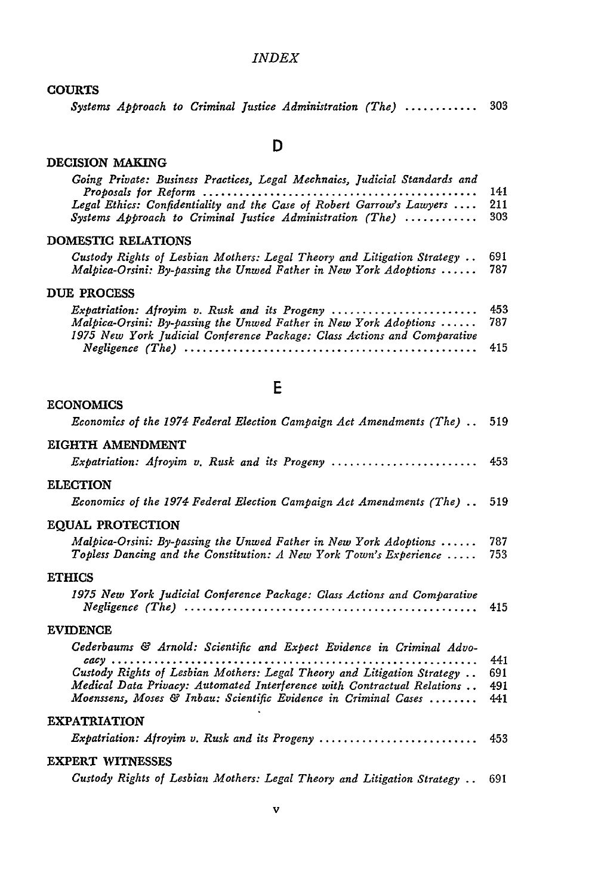# INDEX

**COURTS**

*Systems Approach to Criminal Justice Administration (The)* ............ 303

## D

**DECISION MAKING**

*Going Private: Business Practices, Legal Mechnaics, Judicial Standards and Proposals for Reform* ............................................ 141
*Legal Ethics: Confidentiality and the Case of Robert Garrow's Lawyers* .... 211
*Systems Approach to Criminal Justice Administration (The)* ............ 303

**DOMESTIC RELATIONS**

*Custody Rights of Lesbian Mothers: Legal Theory and Litigation Strategy* .. 691
*Malpica-Orsini: By-passing the Unwed Father in New York Adoptions* ...... 787

**DUE PROCESS**

*Expatriation: Afroyim v. Rusk and its Progeny* ........................ 453
*Malpica-Orsini: By-passing the Unwed Father in New York Adoptions* ...... 787
*1975 New York Judicial Conference Package: Class Actions and Comparative Negligence (The)* ................................................ 415

## E

**ECONOMICS**

*Economics of the 1974 Federal Election Campaign Act Amendments (The)* .. 519

**EIGHTH AMENDMENT**

*Expatriation: Afroyim v. Rusk and its Progeny* ........................ 453

**ELECTION**

*Economics of the 1974 Federal Election Campaign Act Amendments (The)* .. 519

**EQUAL PROTECTION**

*Malpica-Orsini: By-passing the Unwed Father in New York Adoptions* ...... 787
*Topless Dancing and the Constitution: A New York Town's Experience* ..... 753

**ETHICS**

*1975 New York Judicial Conference Package: Class Actions and Comparative Negligence (The)* ................................................ 415

**EVIDENCE**

*Cederbaums & Arnold: Scientific and Expect Evidence in Criminal Advocacy* ............................................................ 441
*Custody Rights of Lesbian Mothers: Legal Theory and Litigation Strategy* .. 691
*Medical Data Privacy: Automated Interference with Contractual Relations* .. 491
*Moenssens, Moses & Inbau: Scientific Evidence in Criminal Cases* ........ 441

**EXPATRIATION**

*Expatriation: Afroyim v. Rusk and its Progeny* .......................... 453

**EXPERT WITNESSES**

*Custody Rights of Lesbian Mothers: Legal Theory and Litigation Strategy* .. 691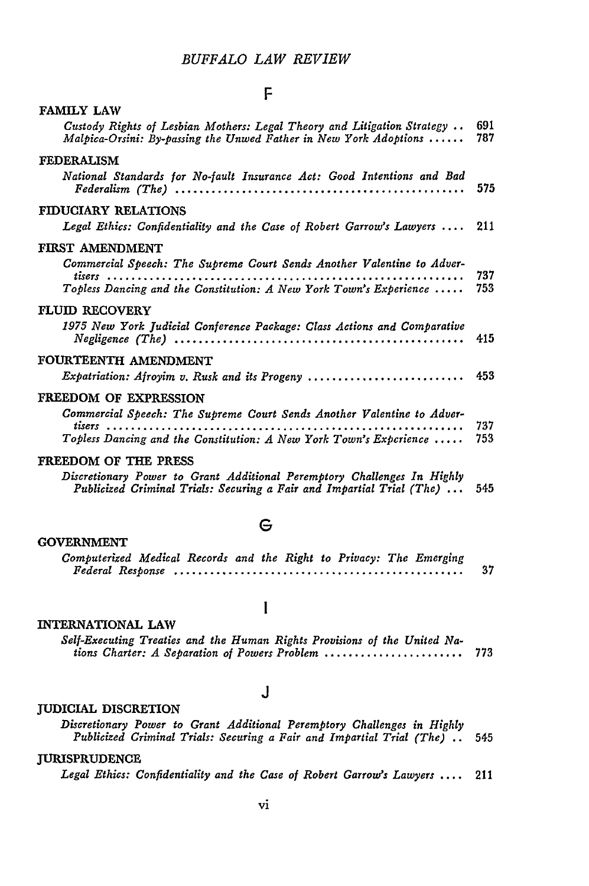## F

### FAMILY LAW

*Custody Rights of Lesbian Mothers: Legal Theory and Litigation Strategy* .. 691
*Malpica-Orsini: By-passing the Unwed Father in New York Adoptions* ...... 787

### FEDERALISM

*National Standards for No-fault Insurance Act: Good Intentions and Bad Federalism (The)* ................................................ 575

### FIDUCIARY RELATIONS

*Legal Ethics: Confidentiality and the Case of Robert Garrow's Lawyers* .... 211

### FIRST AMENDMENT

*Commercial Speech: The Supreme Court Sends Another Valentine to Advertisers* ........................................................ 737
*Topless Dancing and the Constitution: A New York Town's Experience* ..... 753

### FLUID RECOVERY

*1975 New York Judicial Conference Package: Class Actions and Comparative Negligence (The)* ................................................ 415

### FOURTEENTH AMENDMENT

*Expatriation: Afroyim v. Rusk and its Progeny* .......................... 453

### FREEDOM OF EXPRESSION

*Commercial Speech: The Supreme Court Sends Another Valentine to Advertisers* ........................................................ 737
*Topless Dancing and the Constitution: A New York Town's Experience* ..... 753

### FREEDOM OF THE PRESS

*Discretionary Power to Grant Additional Peremptory Challenges In Highly Publicized Criminal Trials: Securing a Fair and Impartial Trial (The)* ... 545

## G

### GOVERNMENT

*Computerized Medical Records and the Right to Privacy: The Emerging Federal Response* ................................................ 37

## I

### INTERNATIONAL LAW

*Self-Executing Treaties and the Human Rights Provisions of the United Nations Charter: A Separation of Powers Problem* ...................... 773

## J

### JUDICIAL DISCRETION

*Discretionary Power to Grant Additional Peremptory Challenges in Highly Publicized Criminal Trials: Securing a Fair and Impartial Trial (The)* .. 545

### JURISPRUDENCE

*Legal Ethics: Confidentiality and the Case of Robert Garrow's Lawyers* .... 211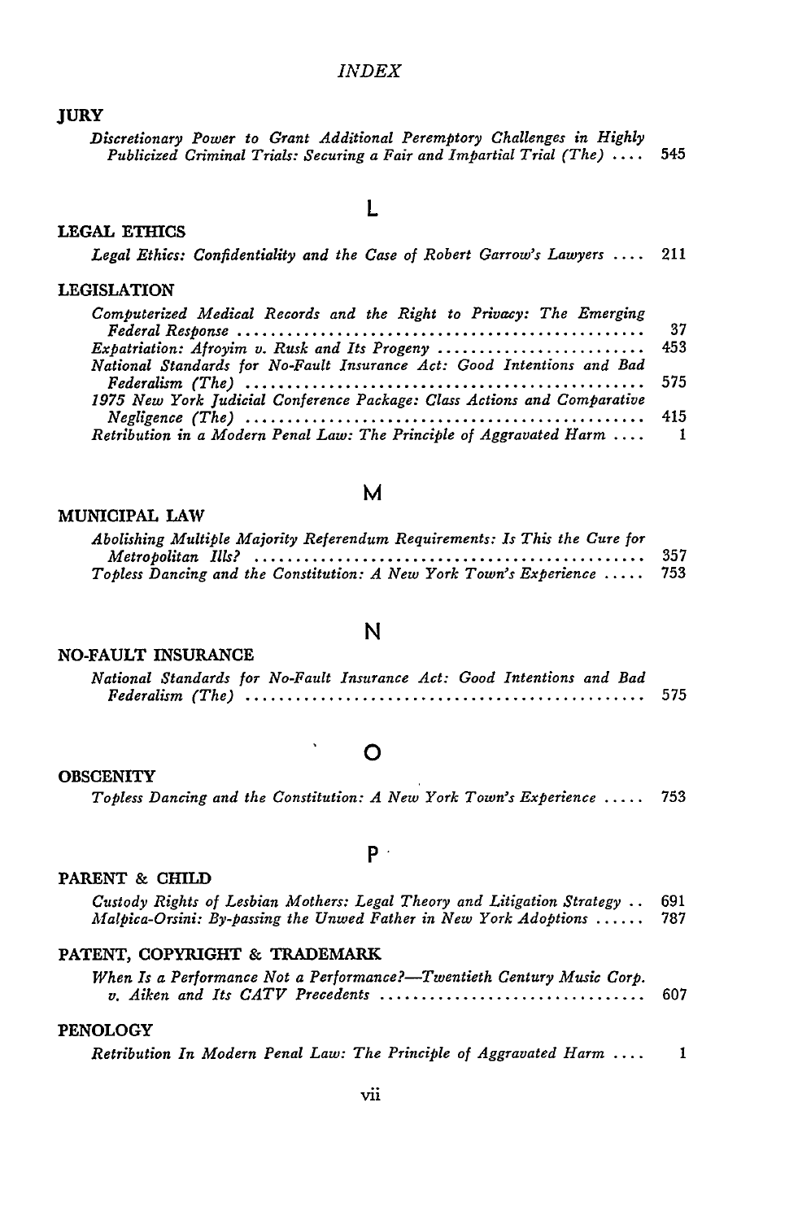## JURY

*Discretionary Power to Grant Additional Peremptory Challenges in Highly Publicized Criminal Trials: Securing a Fair and Impartial Trial (The)* .... 545

# L

## LEGAL ETHICS

*Legal Ethics: Confidentiality and the Case of Robert Garrow's Lawyers* .... 211

## LEGISLATION

*Computerized Medical Records and the Right to Privacy: The Emerging Federal Response* .... 37

*Expatriation: Afroyim v. Rusk and Its Progeny* .... 453

*National Standards for No-Fault Insurance Act: Good Intentions and Bad Federalism (The)* .... 575

*1975 New York Judicial Conference Package: Class Actions and Comparative Negligence (The)* .... 415

*Retribution in a Modern Penal Law: The Principle of Aggravated Harm* .... 1

# M

## MUNICIPAL LAW

*Abolishing Multiple Majority Referendum Requirements: Is This the Cure for Metropolitan Ills?* .... 357

*Topless Dancing and the Constitution: A New York Town's Experience* .... 753

# N

## NO-FAULT INSURANCE

*National Standards for No-Fault Insurance Act: Good Intentions and Bad Federalism (The)* .... 575

# O

## OBSCENITY

*Topless Dancing and the Constitution: A New York Town's Experience* .... 753

# P

## PARENT & CHILD

*Custody Rights of Lesbian Mothers: Legal Theory and Litigation Strategy* .. 691

*Malpica-Orsini: By-passing the Unwed Father in New York Adoptions* .... 787

## PATENT, COPYRIGHT & TRADEMARK

*When Is a Performance Not a Performance?—Twentieth Century Music Corp. v. Aiken and Its CATV Precedents* .... 607

## PENOLOGY

*Retribution In Modern Penal Law: The Principle of Aggravated Harm* .... 1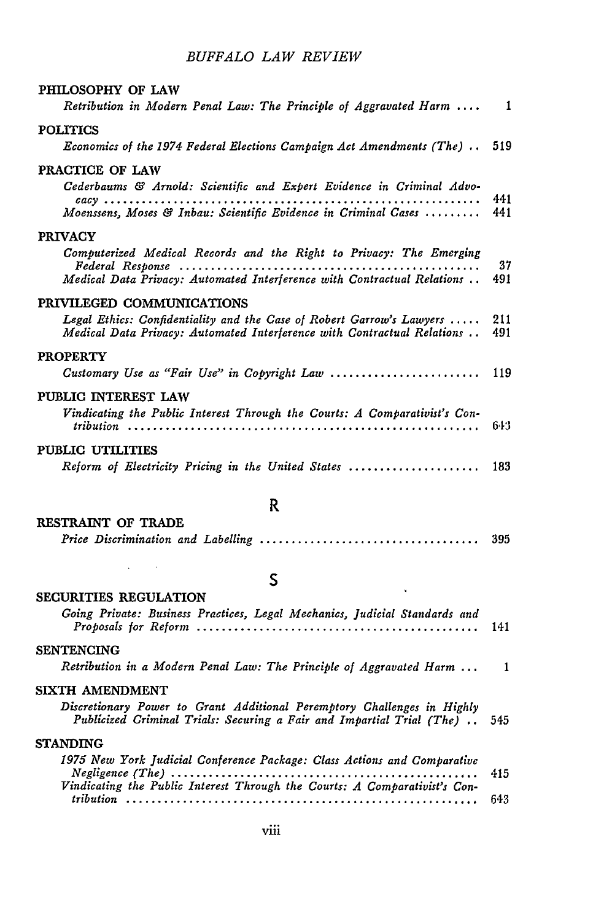PHILOSOPHY OF LAW

*Retribution in Modern Penal Law: The Principle of Aggravated Harm* .... 1

POLITICS

*Economics of the 1974 Federal Elections Campaign Act Amendments (The)* .. 519

PRACTICE OF LAW

*Cederbaums & Arnold: Scientific and Expert Evidence in Criminal Advocacy* .... 441

*Moenssens, Moses & Inbau: Scientific Evidence in Criminal Cases* .... 441

PRIVACY

*Computerized Medical Records and the Right to Privacy: The Emerging Federal Response* .... 37

*Medical Data Privacy: Automated Interference with Contractual Relations* .. 491

PRIVILEGED COMMUNICATIONS

*Legal Ethics: Confidentiality and the Case of Robert Garrow's Lawyers* .... 211

*Medical Data Privacy: Automated Interference with Contractual Relations* .. 491

PROPERTY

*Customary Use as "Fair Use" in Copyright Law* .... 119

PUBLIC INTEREST LAW

*Vindicating the Public Interest Through the Courts: A Comparativist's Contribution* .... 643

PUBLIC UTILITIES

*Reform of Electricity Pricing in the United States* .... 183

## R

RESTRAINT OF TRADE

*Price Discrimination and Labelling* .... 395

## S

SECURITIES REGULATION

*Going Private: Business Practices, Legal Mechanics, Judicial Standards and Proposals for Reform* .... 141

SENTENCING

*Retribution in a Modern Penal Law: The Principle of Aggravated Harm* ... 1

SIXTH AMENDMENT

*Discretionary Power to Grant Additional Peremptory Challenges in Highly Publicized Criminal Trials: Securing a Fair and Impartial Trial (The)* .. 545

STANDING

*1975 New York Judicial Conference Package: Class Actions and Comparative Negligence (The)* .... 415

*Vindicating the Public Interest Through the Courts: A Comparativist's Contribution* .... 643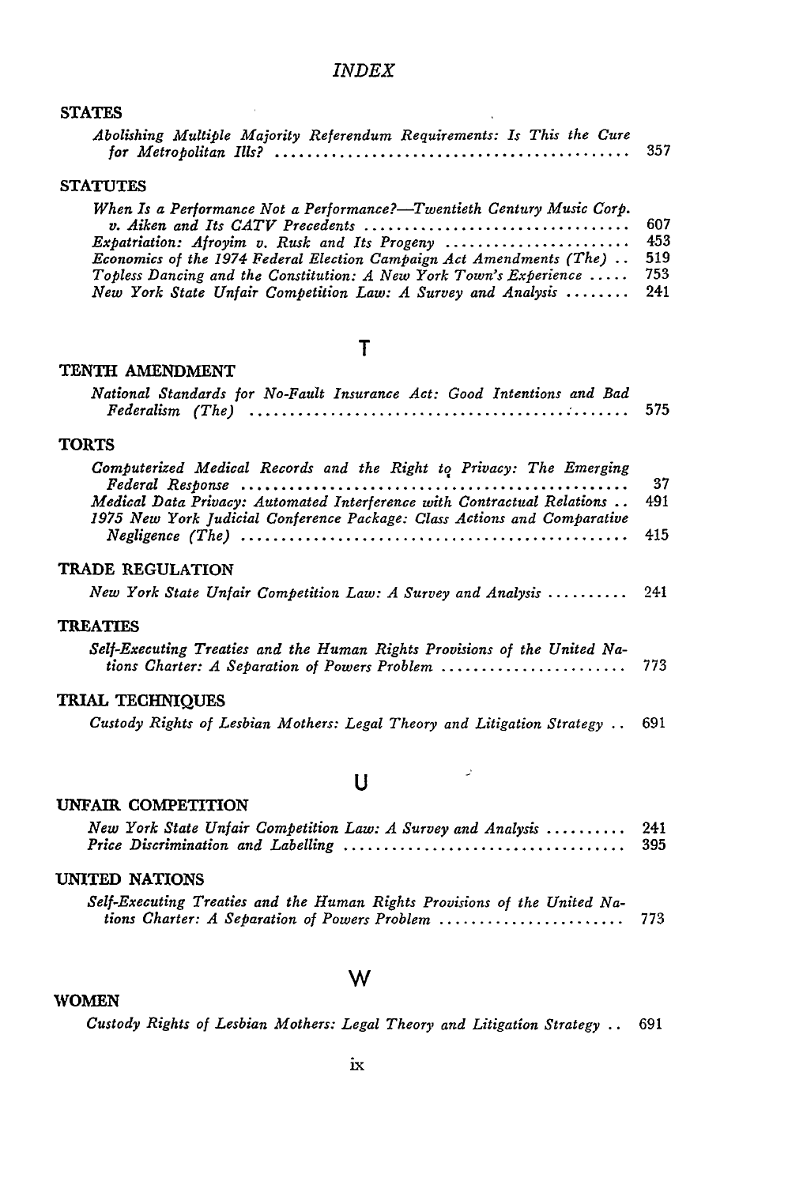# INDEX

### STATES

*Abolishing Multiple Majority Referendum Requirements: Is This the Cure for Metropolitan Ills?* ........ 357

### STATUTES

*When Is a Performance Not a Performance?—Twentieth Century Music Corp. v. Aiken and Its CATV Precedents* ........ 607

*Expatriation: Afroyim v. Rusk and Its Progeny* ........ 453

*Economics of the 1974 Federal Election Campaign Act Amendments (The)* .. 519

*Topless Dancing and the Constitution: A New York Town's Experience* ..... 753

*New York State Unfair Competition Law: A Survey and Analysis* ........ 241

## T

### TENTH AMENDMENT

*National Standards for No-Fault Insurance Act: Good Intentions and Bad Federalism (The)* ........ 575

### TORTS

*Computerized Medical Records and the Right to Privacy: The Emerging Federal Response* ........ 37

*Medical Data Privacy: Automated Interference with Contractual Relations* .. 491

*1975 New York Judicial Conference Package: Class Actions and Comparative Negligence (The)* ........ 415

### TRADE REGULATION

*New York State Unfair Competition Law: A Survey and Analysis* ........ 241

### TREATIES

*Self-Executing Treaties and the Human Rights Provisions of the United Nations Charter: A Separation of Powers Problem* ........ 773

### TRIAL TECHNIQUES

*Custody Rights of Lesbian Mothers: Legal Theory and Litigation Strategy* .. 691

## U

### UNFAIR COMPETITION

*New York State Unfair Competition Law: A Survey and Analysis* ........ 241

*Price Discrimination and Labelling* ........ 395

### UNITED NATIONS

*Self-Executing Treaties and the Human Rights Provisions of the United Nations Charter: A Separation of Powers Problem* ........ 773

## W

### WOMEN

*Custody Rights of Lesbian Mothers: Legal Theory and Litigation Strategy* .. 691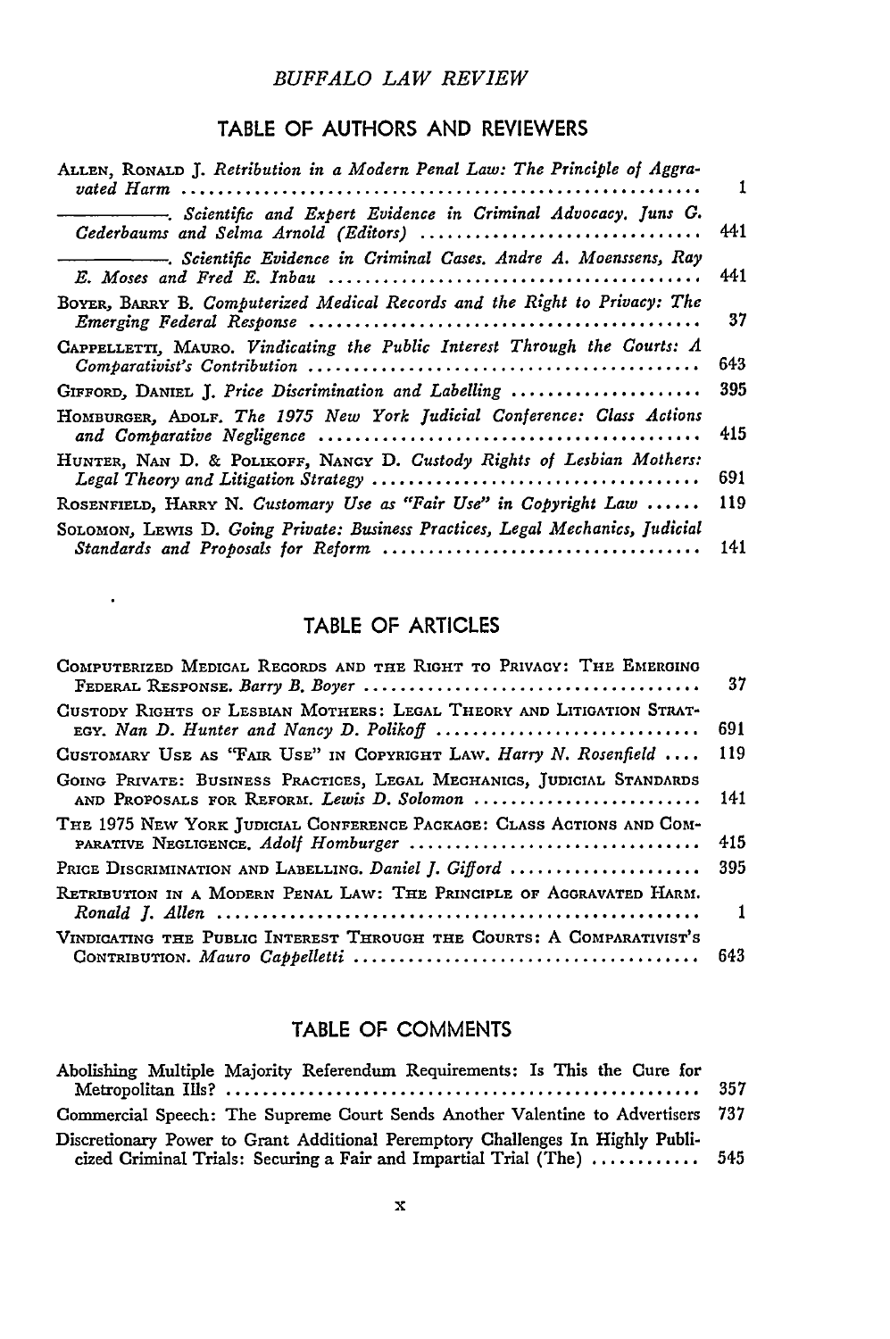## TABLE OF AUTHORS AND REVIEWERS

ALLEN, RONALD J. *Retribution in a Modern Penal Law: The Principle of Aggravated Harm* ........................................................ 1

————. *Scientific and Expert Evidence in Criminal Advocacy. Juns G. Cederbaums and Selma Arnold (Editors)* ........................................ 441

————. *Scientific Evidence in Criminal Cases. Andre A. Moenssens, Ray E. Moses and Fred E. Inbau* ........................................ 441

BOYER, BARRY B. *Computerized Medical Records and the Right to Privacy: The Emerging Federal Response* ........................................ 37

CAPPELLETTI, MAURO. *Vindicating the Public Interest Through the Courts: A Comparativist's Contribution* ........................................ 643

GIFFORD, DANIEL J. *Price Discrimination and Labelling* .................... 395

HOMBURGER, ADOLF. *The 1975 New York Judicial Conference: Class Actions and Comparative Negligence* ........................................ 415

HUNTER, NAN D. & POLIKOFF, NANCY D. *Custody Rights of Lesbian Mothers: Legal Theory and Litigation Strategy* ........................................ 691

ROSENFIELD, HARRY N. *Customary Use as "Fair Use" in Copyright Law* ...... 119

SOLOMON, LEWIS D. *Going Private: Business Practices, Legal Mechanics, Judicial Standards and Proposals for Reform* ........................................ 141

## TABLE OF ARTICLES

COMPUTERIZED MEDICAL RECORDS AND THE RIGHT TO PRIVACY: THE EMERGING FEDERAL RESPONSE. *Barry B. Boyer* ........................................ 37

CUSTODY RIGHTS OF LESBIAN MOTHERS: LEGAL THEORY AND LITIGATION STRATEGY. *Nan D. Hunter and Nancy D. Polikoff* ........................................ 691

CUSTOMARY USE AS "FAIR USE" IN COPYRIGHT LAW. *Harry N. Rosenfield* .... 119

GOING PRIVATE: BUSINESS PRACTICES, LEGAL MECHANICS, JUDICIAL STANDARDS AND PROPOSALS FOR REFORM. *Lewis D. Solomon* ........................................ 141

THE 1975 NEW YORK JUDICIAL CONFERENCE PACKAGE: CLASS ACTIONS AND COMPARATIVE NEGLIGENCE. *Adolf Homburger* ........................................ 415

PRICE DISCRIMINATION AND LABELLING. *Daniel J. Gifford* .................... 395

RETRIBUTION IN A MODERN PENAL LAW: THE PRINCIPLE OF AGGRAVATED HARM. *Ronald J. Allen* ........................................ 1

VINDICATING THE PUBLIC INTEREST THROUGH THE COURTS: A COMPARATIVIST'S CONTRIBUTION. *Mauro Cappelletti* ........................................ 643

## TABLE OF COMMENTS

Abolishing Multiple Majority Referendum Requirements: Is This the Cure for Metropolitan Ills? ........................................ 357

Commercial Speech: The Supreme Court Sends Another Valentine to Advertisers 737

Discretionary Power to Grant Additional Peremptory Challenges In Highly Publicized Criminal Trials: Securing a Fair and Impartial Trial (The) ............ 545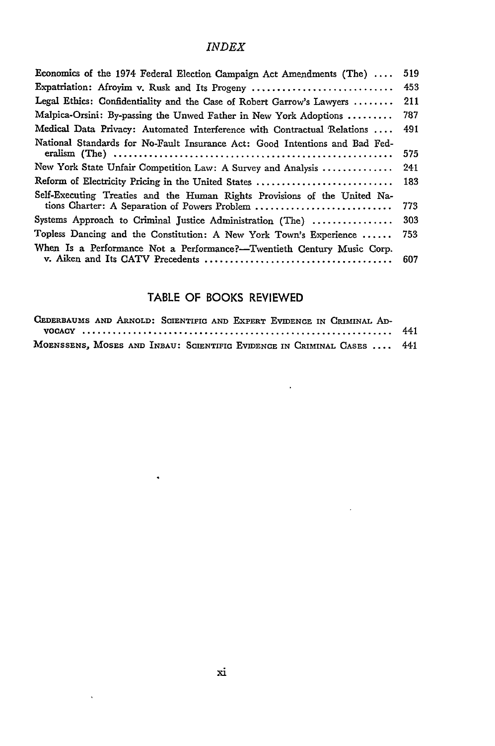*INDEX*

Economics of the 1974 Federal Election Campaign Act Amendments (The) .... 519

Expatriation: Afroyim v. Rusk and Its Progeny .......................... 453

Legal Ethics: Confidentiality and the Case of Robert Garrow's Lawyers ........ 211

Malpica-Orsini: By-passing the Unwed Father in New York Adoptions ......... 787

Medical Data Privacy: Automated Interference with Contractual Relations .... 491

National Standards for No-Fault Insurance Act: Good Intentions and Bad Federalism (The) ........................................................ 575

New York State Unfair Competition Law: A Survey and Analysis .............. 241

Reform of Electricity Pricing in the United States ........................ 183

Self-Executing Treaties and the Human Rights Provisions of the United Nations Charter: A Separation of Powers Problem ........................... 773

Systems Approach to Criminal Justice Administration (The) ................ 303

Topless Dancing and the Constitution: A New York Town's Experience ...... 753

When Is a Performance Not a Performance?—Twentieth Century Music Corp. v. Aiken and Its CATV Precedents ..................................... 607

## TABLE OF BOOKS REVIEWED

CEDERBAUMS AND ARNOLD: SCIENTIFIC AND EXPERT EVIDENCE IN CRIMINAL ADVOCACY ............................................................. 441

MOENSSENS, MOSES AND INBAU: SCIENTIFIC EVIDENCE IN CRIMINAL CASES .... 441